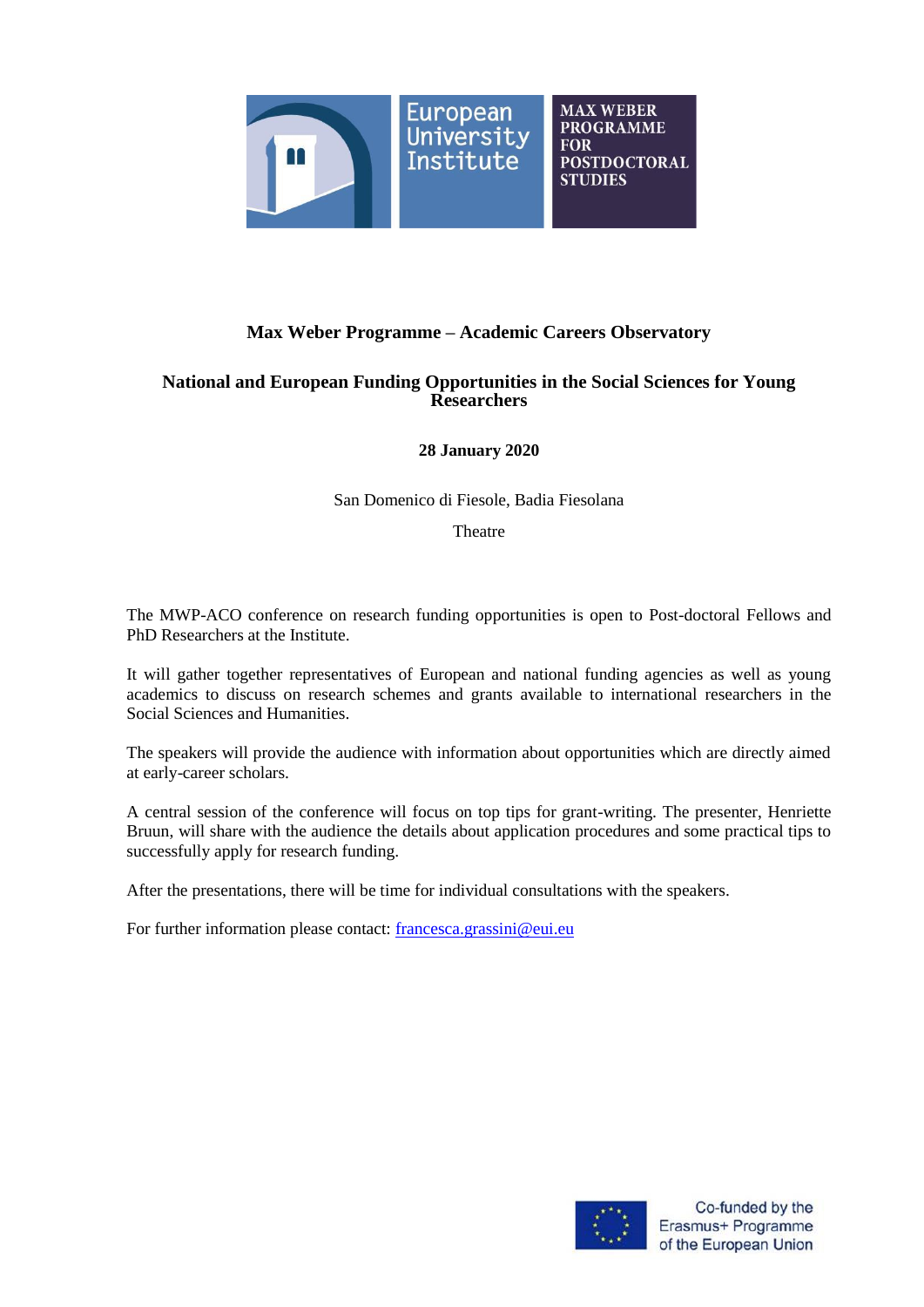European University Institute

MAX WEBER PROGRAMME FOR POSTDOCTORAL STUDIES

## Max Weber Programme – Academic Careers Observatory

## National and European Funding Opportunities in the Social Sciences for Young Researchers

**28 January 2020**

San Domenico di Fiesole, Badia Fiesolana

Theatre

The MWP-ACO conference on research funding opportunities is open to Post-doctoral Fellows and PhD Researchers at the Institute.

It will gather together representatives of European and national funding agencies as well as young academics to discuss on research schemes and grants available to international researchers in the Social Sciences and Humanities.

The speakers will provide the audience with information about opportunities which are directly aimed at early-career scholars.

A central session of the conference will focus on top tips for grant-writing. The presenter, Henriette Bruun, will share with the audience the details about application procedures and some practical tips to successfully apply for research funding.

After the presentations, there will be time for individual consultations with the speakers.

For further information please contact: francesca.grassini@eui.eu

Co-funded by the Erasmus+ Programme of the European Union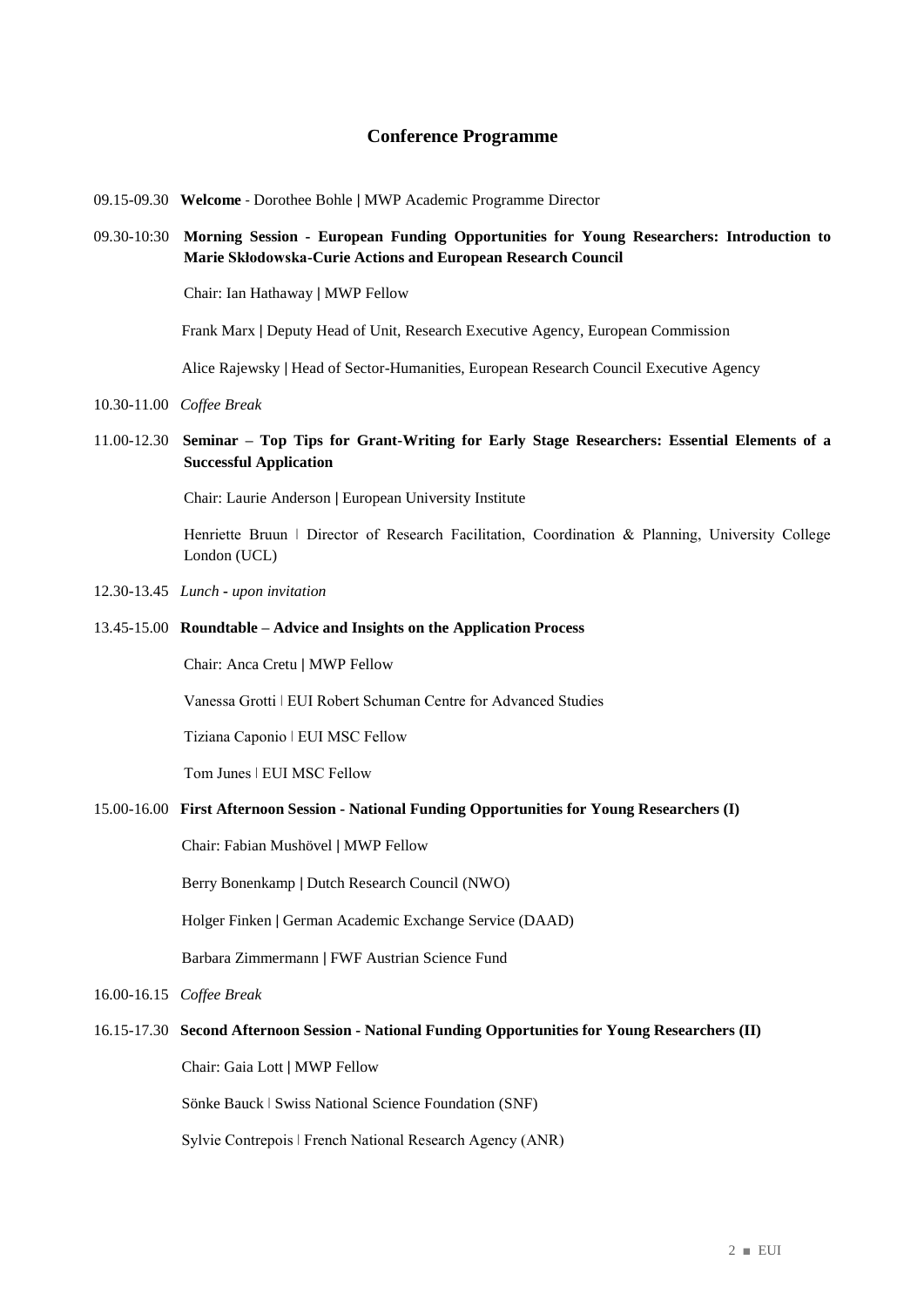## Conference Programme

09.15-09.30 **Welcome** - Dorothee Bohle | MWP Academic Programme Director

09.30-10:30 **Morning Session - European Funding Opportunities for Young Researchers: Introduction to Marie Skłodowska-Curie Actions and European Research Council**

Chair: Ian Hathaway | MWP Fellow

Frank Marx | Deputy Head of Unit, Research Executive Agency, European Commission

Alice Rajewsky | Head of Sector-Humanities, European Research Council Executive Agency

10.30-11.00 *Coffee Break*

11.00-12.30 **Seminar – Top Tips for Grant-Writing for Early Stage Researchers: Essential Elements of a Successful Application**

Chair: Laurie Anderson | European University Institute

Henriette Bruun | Director of Research Facilitation, Coordination & Planning, University College London (UCL)

12.30-13.45 *Lunch - upon invitation*

13.45-15.00 **Roundtable – Advice and Insights on the Application Process**

Chair: Anca Cretu | MWP Fellow

Vanessa Grotti | EUI Robert Schuman Centre for Advanced Studies

Tiziana Caponio | EUI MSC Fellow

Tom Junes | EUI MSC Fellow

15.00-16.00 **First Afternoon Session - National Funding Opportunities for Young Researchers (I)**

Chair: Fabian Mushövel | MWP Fellow

Berry Bonenkamp | Dutch Research Council (NWO)

Holger Finken | German Academic Exchange Service (DAAD)

Barbara Zimmermann | FWF Austrian Science Fund

16.00-16.15 *Coffee Break*

16.15-17.30 **Second Afternoon Session - National Funding Opportunities for Young Researchers (II)**

Chair: Gaia Lott | MWP Fellow

Sönke Bauck | Swiss National Science Foundation (SNF)

Sylvie Contrepois | French National Research Agency (ANR)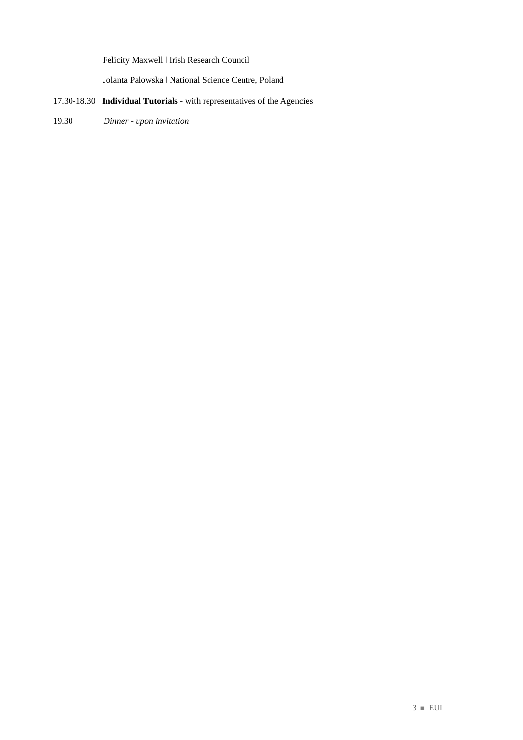Felicity Maxwell | Irish Research Council

Jolanta Palowska | National Science Centre, Poland

17.30-18.30 **Individual Tutorials** - with representatives of the Agencies

19.30 *Dinner - upon invitation*